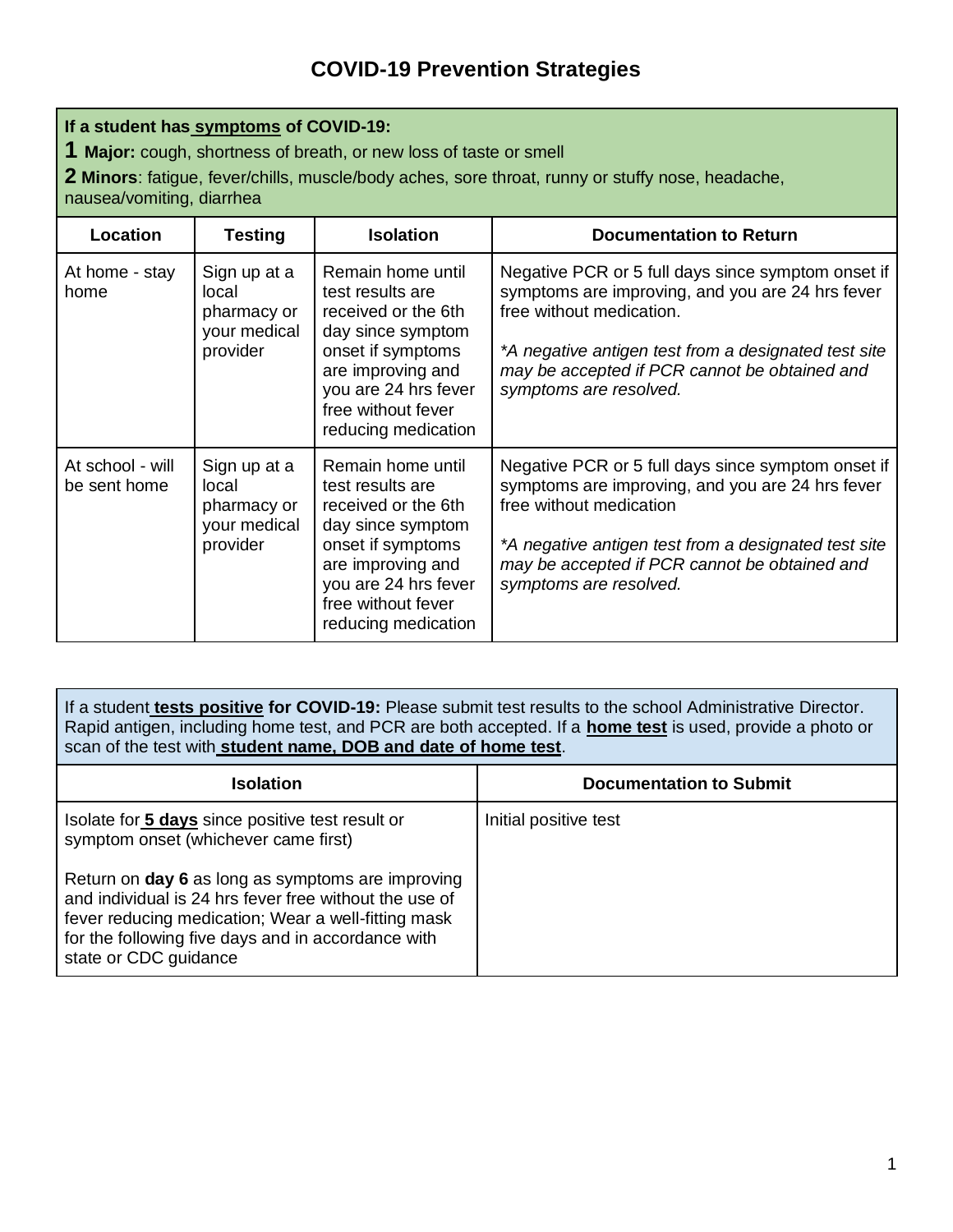# COVID-19 Prevention Strategies

**If a student has symptoms of COVID-19:**

**1 Major:** cough, shortness of breath, or new loss of taste or smell

**2 Minors**: fatigue, fever/chills, muscle/body aches, sore throat, runny or stuffy nose, headache, nausea/vomiting, diarrhea

| Location | Testing | Isolation | Documentation to Return |
|---|---|---|---|
| At home - stay home | Sign up at a local pharmacy or your medical provider | Remain home until test results are received or the 6th day since symptom onset if symptoms are improving and you are 24 hrs fever free without fever reducing medication | Negative PCR or 5 full days since symptom onset if symptoms are improving, and you are 24 hrs fever free without medication.<br><br>*\*A negative antigen test from a designated test site may be accepted if PCR cannot be obtained and symptoms are resolved.* |
| At school - will be sent home | Sign up at a local pharmacy or your medical provider | Remain home until test results are received or the 6th day since symptom onset if symptoms are improving and you are 24 hrs fever free without fever reducing medication | Negative PCR or 5 full days since symptom onset if symptoms are improving, and you are 24 hrs fever free without medication<br><br>*\*A negative antigen test from a designated test site may be accepted if PCR cannot be obtained and symptoms are resolved.* |

If a student **tests positive for COVID-19:** Please submit test results to the school Administrative Director. Rapid antigen, including home test, and PCR are both accepted. If a **home test** is used, provide a photo or scan of the test with **student name, DOB and date of home test**.

| Isolation | Documentation to Submit |
|---|---|
| Isolate for **5 days** since positive test result or symptom onset (whichever came first)<br><br>Return on **day 6** as long as symptoms are improving and individual is 24 hrs fever free without the use of fever reducing medication; Wear a well-fitting mask for the following five days and in accordance with state or CDC guidance | Initial positive test |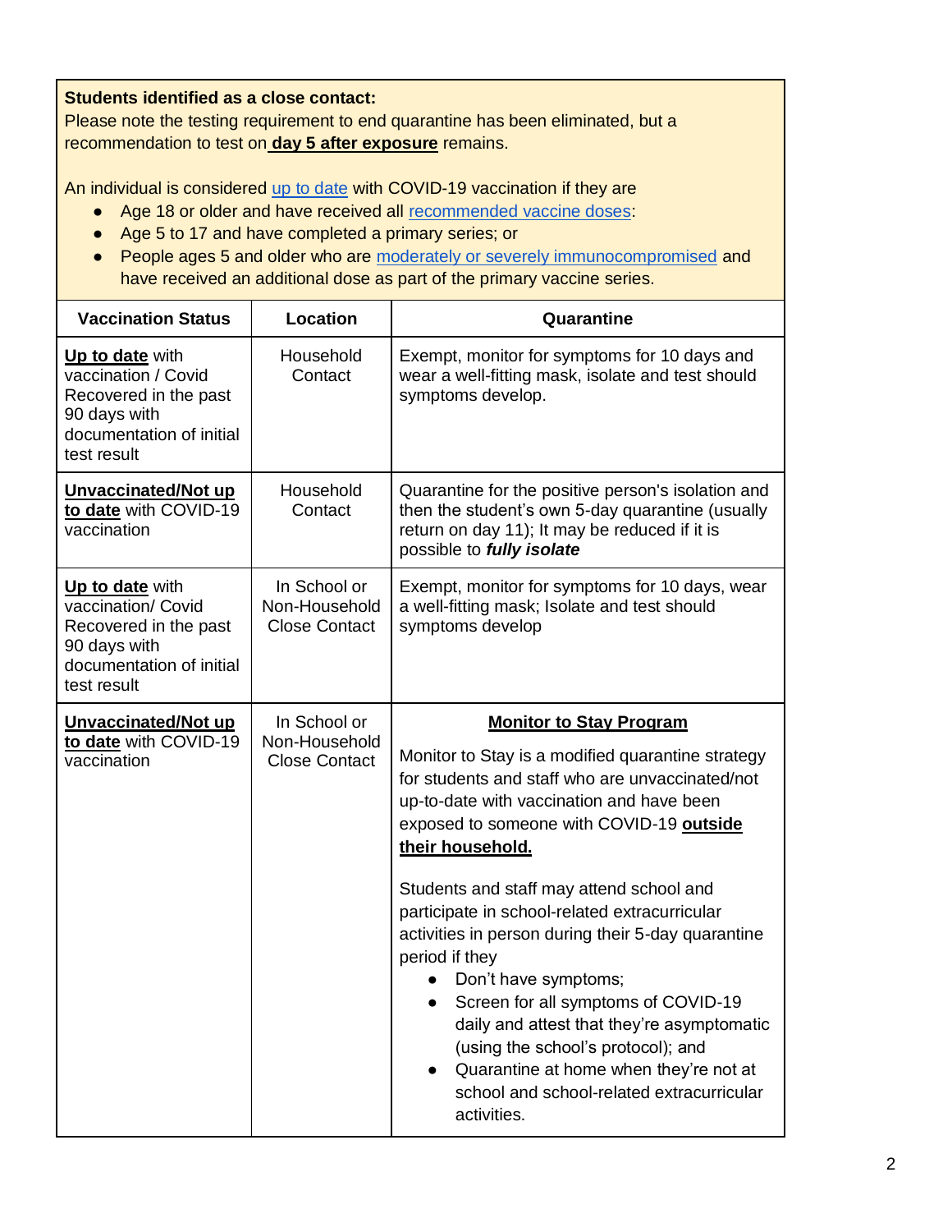**Students identified as a close contact:**
Please note the testing requirement to end quarantine has been eliminated, but a recommendation to test on **day 5 after exposure** remains.

An individual is considered up to date with COVID-19 vaccination if they are

- Age 18 or older and have received all recommended vaccine doses:
- Age 5 to 17 and have completed a primary series; or
- People ages 5 and older who are moderately or severely immunocompromised and have received an additional dose as part of the primary vaccine series.

| Vaccination Status | Location | Quarantine |
|---|---|---|
| **Up to date** with vaccination / Covid Recovered in the past 90 days with documentation of initial test result | Household Contact | Exempt, monitor for symptoms for 10 days and wear a well-fitting mask, isolate and test should symptoms develop. |
| **Unvaccinated/Not up to date** with COVID-19 vaccination | Household Contact | Quarantine for the positive person's isolation and then the student's own 5-day quarantine (usually return on day 11); It may be reduced if it is possible to ***fully isolate*** |
| **Up to date** with vaccination/ Covid Recovered in the past 90 days with documentation of initial test result | In School or Non-Household Close Contact | Exempt, monitor for symptoms for 10 days, wear a well-fitting mask; Isolate and test should symptoms develop |
| **Unvaccinated/Not up to date** with COVID-19 vaccination | In School or Non-Household Close Contact | **Monitor to Stay Program**<br><br>Monitor to Stay is a modified quarantine strategy for students and staff who are unvaccinated/not up-to-date with vaccination and have been exposed to someone with COVID-19 **outside their household.**<br><br>Students and staff may attend school and participate in school-related extracurricular activities in person during their 5-day quarantine period if they<br>• Don't have symptoms;<br>• Screen for all symptoms of COVID-19 daily and attest that they're asymptomatic (using the school's protocol); and<br>• Quarantine at home when they're not at school and school-related extracurricular activities. |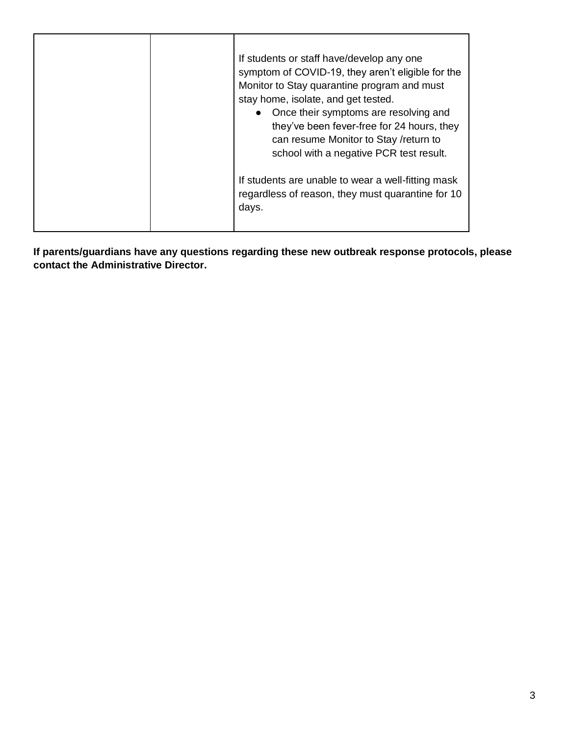| | | |
|---|---|---|
| | | If students or staff have/develop any one symptom of COVID-19, they aren't eligible for the Monitor to Stay quarantine program and must stay home, isolate, and get tested.<br>• Once their symptoms are resolving and they've been fever-free for 24 hours, they can resume Monitor to Stay /return to school with a negative PCR test result.<br><br>If students are unable to wear a well-fitting mask regardless of reason, they must quarantine for 10 days. |

**If parents/guardians have any questions regarding these new outbreak response protocols, please contact the Administrative Director.**